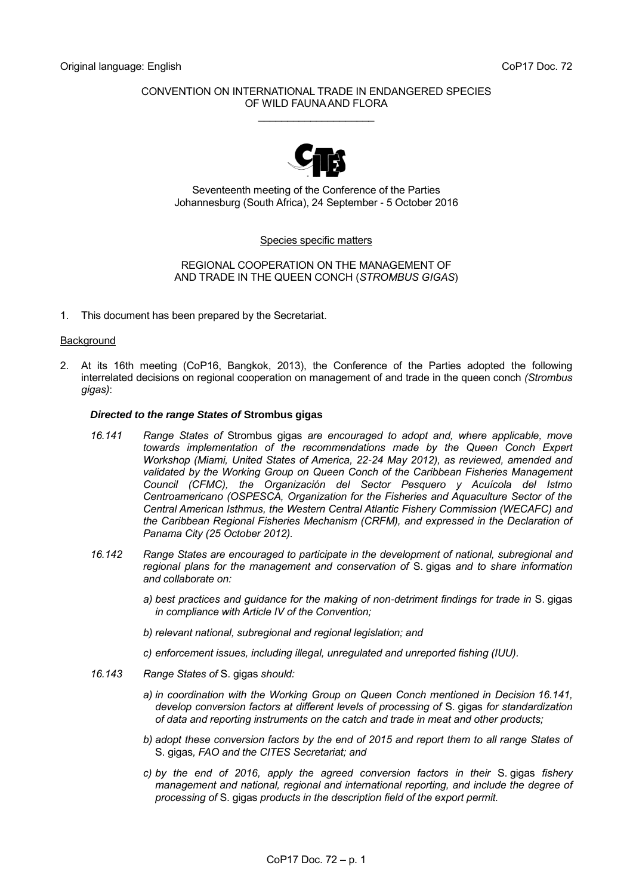Original language: English CoP17 Doc. 72

CONVENTION ON INTERNATIONAL TRADE IN ENDANGERED SPECIES
OF WILD FAUNA AND FLORA

\_\_\_\_\_\_\_\_\_\_\_\_\_\_\_\_\_\_\_\_

Seventeenth meeting of the Conference of the Parties
Johannesburg (South Africa), 24 September - 5 October 2016

Species specific matters

REGIONAL COOPERATION ON THE MANAGEMENT OF
AND TRADE IN THE QUEEN CONCH (*STROMBUS GIGAS*)

1. This document has been prepared by the Secretariat.

Background

2. At its 16th meeting (CoP16, Bangkok, 2013), the Conference of the Parties adopted the following interrelated decisions on regional cooperation on management of and trade in the queen conch *(Strombus gigas)*:

   ***Directed to the range States of* Strombus gigas**

   *16.141 Range States of* Strombus gigas *are encouraged to adopt and, where applicable, move towards implementation of the recommendations made by the Queen Conch Expert Workshop (Miami, United States of America, 22-24 May 2012), as reviewed, amended and validated by the Working Group on Queen Conch of the Caribbean Fisheries Management Council (CFMC), the Organización del Sector Pesquero y Acuícola del Istmo Centroamericano (OSPESCA, Organization for the Fisheries and Aquaculture Sector of the Central American Isthmus, the Western Central Atlantic Fishery Commission (WECAFC) and the Caribbean Regional Fisheries Mechanism (CRFM), and expressed in the Declaration of Panama City (25 October 2012).*

   *16.142 Range States are encouraged to participate in the development of national, subregional and regional plans for the management and conservation of* S. gigas *and to share information and collaborate on:*

   *a) best practices and guidance for the making of non-detriment findings for trade in* S. gigas *in compliance with Article IV of the Convention;*

   *b) relevant national, subregional and regional legislation; and*

   *c) enforcement issues, including illegal, unregulated and unreported fishing (IUU).*

   *16.143 Range States of* S. gigas *should:*

   *a) in coordination with the Working Group on Queen Conch mentioned in Decision 16.141, develop conversion factors at different levels of processing of* S. gigas *for standardization of data and reporting instruments on the catch and trade in meat and other products;*

   *b) adopt these conversion factors by the end of 2015 and report them to all range States of* S. gigas*, FAO and the CITES Secretariat; and*

   *c) by the end of 2016, apply the agreed conversion factors in their* S. gigas *fishery management and national, regional and international reporting, and include the degree of processing of* S. gigas *products in the description field of the export permit.*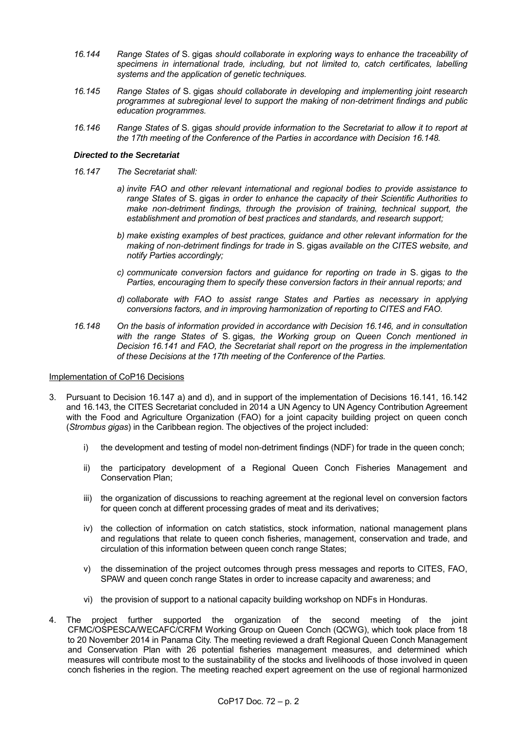*16.144 Range States of* S. gigas *should collaborate in exploring ways to enhance the traceability of specimens in international trade, including, but not limited to, catch certificates, labelling systems and the application of genetic techniques.*

*16.145 Range States of* S. gigas *should collaborate in developing and implementing joint research programmes at subregional level to support the making of non-detriment findings and public education programmes.*

*16.146 Range States of* S. gigas *should provide information to the Secretariat to allow it to report at the 17th meeting of the Conference of the Parties in accordance with Decision 16.148.*

***Directed to the Secretariat***

*16.147 The Secretariat shall:*

*a) invite FAO and other relevant international and regional bodies to provide assistance to range States of* S. gigas *in order to enhance the capacity of their Scientific Authorities to make non-detriment findings, through the provision of training, technical support, the establishment and promotion of best practices and standards, and research support;*

*b) make existing examples of best practices, guidance and other relevant information for the making of non-detriment findings for trade in* S. gigas *available on the CITES website, and notify Parties accordingly;*

*c) communicate conversion factors and guidance for reporting on trade in* S. gigas *to the Parties, encouraging them to specify these conversion factors in their annual reports; and*

*d) collaborate with FAO to assist range States and Parties as necessary in applying conversions factors, and in improving harmonization of reporting to CITES and FAO.*

*16.148 On the basis of information provided in accordance with Decision 16.146, and in consultation with the range States of* S. gigas*, the Working group on Queen Conch mentioned in Decision 16.141 and FAO, the Secretariat shall report on the progress in the implementation of these Decisions at the 17th meeting of the Conference of the Parties.*

Implementation of CoP16 Decisions

3. Pursuant to Decision 16.147 a) and d), and in support of the implementation of Decisions 16.141, 16.142 and 16.143, the CITES Secretariat concluded in 2014 a UN Agency to UN Agency Contribution Agreement with the Food and Agriculture Organization (FAO) for a joint capacity building project on queen conch (*Strombus gigas*) in the Caribbean region. The objectives of the project included:

   i) the development and testing of model non-detriment findings (NDF) for trade in the queen conch;

   ii) the participatory development of a Regional Queen Conch Fisheries Management and Conservation Plan;

   iii) the organization of discussions to reaching agreement at the regional level on conversion factors for queen conch at different processing grades of meat and its derivatives;

   iv) the collection of information on catch statistics, stock information, national management plans and regulations that relate to queen conch fisheries, management, conservation and trade, and circulation of this information between queen conch range States;

   v) the dissemination of the project outcomes through press messages and reports to CITES, FAO, SPAW and queen conch range States in order to increase capacity and awareness; and

   vi) the provision of support to a national capacity building workshop on NDFs in Honduras.

4. The project further supported the organization of the second meeting of the joint CFMC/OSPESCA/WECAFC/CRFM Working Group on Queen Conch (QCWG), which took place from 18 to 20 November 2014 in Panama City. The meeting reviewed a draft Regional Queen Conch Management and Conservation Plan with 26 potential fisheries management measures, and determined which measures will contribute most to the sustainability of the stocks and livelihoods of those involved in queen conch fisheries in the region. The meeting reached expert agreement on the use of regional harmonized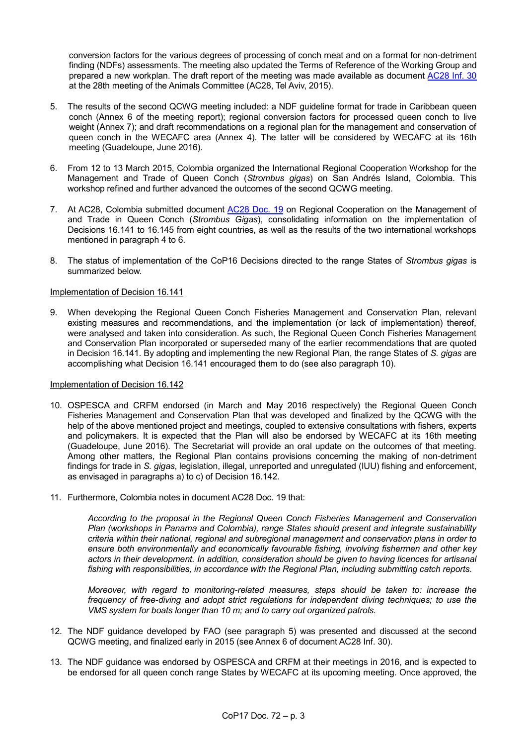conversion factors for the various degrees of processing of conch meat and on a format for non-detriment finding (NDFs) assessments. The meeting also updated the Terms of Reference of the Working Group and prepared a new workplan. The draft report of the meeting was made available as document AC28 Inf. 30 at the 28th meeting of the Animals Committee (AC28, Tel Aviv, 2015).

5. The results of the second QCWG meeting included: a NDF guideline format for trade in Caribbean queen conch (Annex 6 of the meeting report); regional conversion factors for processed queen conch to live weight (Annex 7); and draft recommendations on a regional plan for the management and conservation of queen conch in the WECAFC area (Annex 4). The latter will be considered by WECAFC at its 16th meeting (Guadeloupe, June 2016).

6. From 12 to 13 March 2015, Colombia organized the International Regional Cooperation Workshop for the Management and Trade of Queen Conch (*Strombus gigas*) on San Andrés Island, Colombia. This workshop refined and further advanced the outcomes of the second QCWG meeting.

7. At AC28, Colombia submitted document AC28 Doc. 19 on Regional Cooperation on the Management of and Trade in Queen Conch (*Strombus Gigas*), consolidating information on the implementation of Decisions 16.141 to 16.145 from eight countries, as well as the results of the two international workshops mentioned in paragraph 4 to 6.

8. The status of implementation of the CoP16 Decisions directed to the range States of *Strombus gigas* is summarized below.

Implementation of Decision 16.141

9. When developing the Regional Queen Conch Fisheries Management and Conservation Plan, relevant existing measures and recommendations, and the implementation (or lack of implementation) thereof, were analysed and taken into consideration. As such, the Regional Queen Conch Fisheries Management and Conservation Plan incorporated or superseded many of the earlier recommendations that are quoted in Decision 16.141. By adopting and implementing the new Regional Plan, the range States of *S. gigas* are accomplishing what Decision 16.141 encouraged them to do (see also paragraph 10).

Implementation of Decision 16.142

10. OSPESCA and CRFM endorsed (in March and May 2016 respectively) the Regional Queen Conch Fisheries Management and Conservation Plan that was developed and finalized by the QCWG with the help of the above mentioned project and meetings, coupled to extensive consultations with fishers, experts and policymakers. It is expected that the Plan will also be endorsed by WECAFC at its 16th meeting (Guadeloupe, June 2016). The Secretariat will provide an oral update on the outcomes of that meeting. Among other matters, the Regional Plan contains provisions concerning the making of non-detriment findings for trade in *S. gigas*, legislation, illegal, unreported and unregulated (IUU) fishing and enforcement, as envisaged in paragraphs a) to c) of Decision 16.142.

11. Furthermore, Colombia notes in document AC28 Doc. 19 that:

    *According to the proposal in the Regional Queen Conch Fisheries Management and Conservation Plan (workshops in Panama and Colombia), range States should present and integrate sustainability criteria within their national, regional and subregional management and conservation plans in order to ensure both environmentally and economically favourable fishing, involving fishermen and other key actors in their development. In addition, consideration should be given to having licences for artisanal fishing with responsibilities, in accordance with the Regional Plan, including submitting catch reports.*

    *Moreover, with regard to monitoring-related measures, steps should be taken to: increase the frequency of free-diving and adopt strict regulations for independent diving techniques; to use the VMS system for boats longer than 10 m; and to carry out organized patrols.*

12. The NDF guidance developed by FAO (see paragraph 5) was presented and discussed at the second QCWG meeting, and finalized early in 2015 (see Annex 6 of document AC28 Inf. 30).

13. The NDF guidance was endorsed by OSPESCA and CRFM at their meetings in 2016, and is expected to be endorsed for all queen conch range States by WECAFC at its upcoming meeting. Once approved, the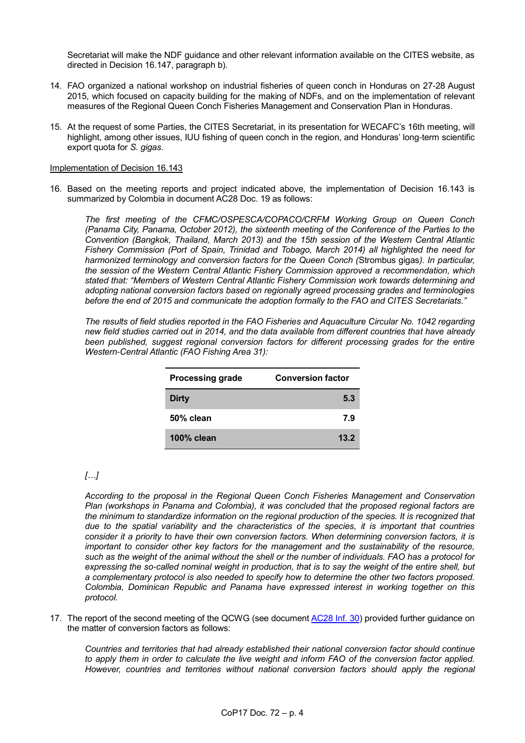Secretariat will make the NDF guidance and other relevant information available on the CITES website, as directed in Decision 16.147, paragraph b).

14. FAO organized a national workshop on industrial fisheries of queen conch in Honduras on 27-28 August 2015, which focused on capacity building for the making of NDFs, and on the implementation of relevant measures of the Regional Queen Conch Fisheries Management and Conservation Plan in Honduras.

15. At the request of some Parties, the CITES Secretariat, in its presentation for WECAFC's 16th meeting, will highlight, among other issues, IUU fishing of queen conch in the region, and Honduras' long-term scientific export quota for *S. gigas*.

Implementation of Decision 16.143

16. Based on the meeting reports and project indicated above, the implementation of Decision 16.143 is summarized by Colombia in document AC28 Doc. 19 as follows:

*The first meeting of the CFMC/OSPESCA/COPACO/CRFM Working Group on Queen Conch (Panama City, Panama, October 2012), the sixteenth meeting of the Conference of the Parties to the Convention (Bangkok, Thailand, March 2013) and the 15th session of the Western Central Atlantic Fishery Commission (Port of Spain, Trinidad and Tobago, March 2014) all highlighted the need for harmonized terminology and conversion factors for the Queen Conch (*Strombus gigas*). In particular, the session of the Western Central Atlantic Fishery Commission approved a recommendation, which stated that: "Members of Western Central Atlantic Fishery Commission work towards determining and adopting national conversion factors based on regionally agreed processing grades and terminologies before the end of 2015 and communicate the adoption formally to the FAO and CITES Secretariats."*

*The results of field studies reported in the FAO Fisheries and Aquaculture Circular No. 1042 regarding new field studies carried out in 2014, and the data available from different countries that have already been published, suggest regional conversion factors for different processing grades for the entire Western-Central Atlantic (FAO Fishing Area 31):*

| Processing grade | Conversion factor |
|---|---|
| Dirty | 5.3 |
| 50% clean | 7.9 |
| 100% clean | 13.2 |

*[…]*

*According to the proposal in the Regional Queen Conch Fisheries Management and Conservation Plan (workshops in Panama and Colombia), it was concluded that the proposed regional factors are the minimum to standardize information on the regional production of the species. It is recognized that due to the spatial variability and the characteristics of the species, it is important that countries consider it a priority to have their own conversion factors. When determining conversion factors, it is important to consider other key factors for the management and the sustainability of the resource, such as the weight of the animal without the shell or the number of individuals. FAO has a protocol for expressing the so-called nominal weight in production, that is to say the weight of the entire shell, but a complementary protocol is also needed to specify how to determine the other two factors proposed. Colombia, Dominican Republic and Panama have expressed interest in working together on this protocol.*

17. The report of the second meeting of the QCWG (see document AC28 Inf. 30) provided further guidance on the matter of conversion factors as follows:

*Countries and territories that had already established their national conversion factor should continue to apply them in order to calculate the live weight and inform FAO of the conversion factor applied. However, countries and territories without national conversion factors should apply the regional*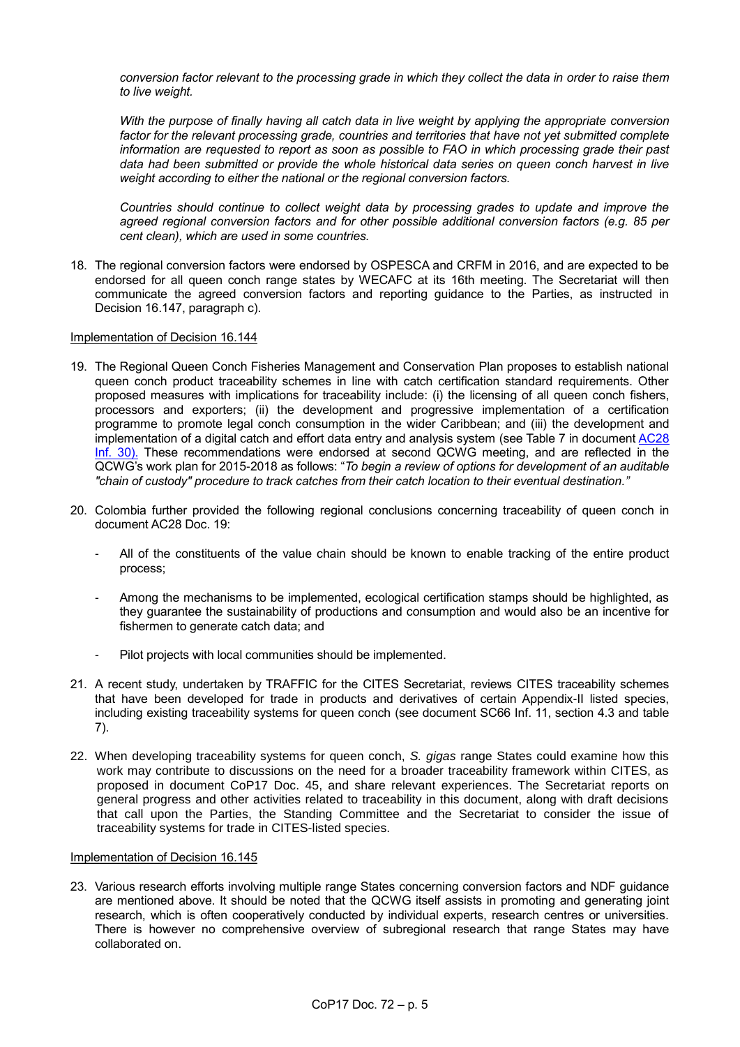*conversion factor relevant to the processing grade in which they collect the data in order to raise them to live weight.*

*With the purpose of finally having all catch data in live weight by applying the appropriate conversion factor for the relevant processing grade, countries and territories that have not yet submitted complete information are requested to report as soon as possible to FAO in which processing grade their past data had been submitted or provide the whole historical data series on queen conch harvest in live weight according to either the national or the regional conversion factors.*

*Countries should continue to collect weight data by processing grades to update and improve the agreed regional conversion factors and for other possible additional conversion factors (e.g. 85 per cent clean), which are used in some countries.*

18. The regional conversion factors were endorsed by OSPESCA and CRFM in 2016, and are expected to be endorsed for all queen conch range states by WECAFC at its 16th meeting. The Secretariat will then communicate the agreed conversion factors and reporting guidance to the Parties, as instructed in Decision 16.147, paragraph c).

Implementation of Decision 16.144

19. The Regional Queen Conch Fisheries Management and Conservation Plan proposes to establish national queen conch product traceability schemes in line with catch certification standard requirements. Other proposed measures with implications for traceability include: (i) the licensing of all queen conch fishers, processors and exporters; (ii) the development and progressive implementation of a certification programme to promote legal conch consumption in the wider Caribbean; and (iii) the development and implementation of a digital catch and effort data entry and analysis system (see Table 7 in document AC28 Inf. 30). These recommendations were endorsed at second QCWG meeting, and are reflected in the QCWG's work plan for 2015-2018 as follows: "*To begin a review of options for development of an auditable "chain of custody" procedure to track catches from their catch location to their eventual destination."*

20. Colombia further provided the following regional conclusions concerning traceability of queen conch in document AC28 Doc. 19:

    - All of the constituents of the value chain should be known to enable tracking of the entire product process;

    - Among the mechanisms to be implemented, ecological certification stamps should be highlighted, as they guarantee the sustainability of productions and consumption and would also be an incentive for fishermen to generate catch data; and

    - Pilot projects with local communities should be implemented.

21. A recent study, undertaken by TRAFFIC for the CITES Secretariat, reviews CITES traceability schemes that have been developed for trade in products and derivatives of certain Appendix-II listed species, including existing traceability systems for queen conch (see document SC66 Inf. 11, section 4.3 and table 7).

22. When developing traceability systems for queen conch, *S. gigas* range States could examine how this work may contribute to discussions on the need for a broader traceability framework within CITES, as proposed in document CoP17 Doc. 45, and share relevant experiences. The Secretariat reports on general progress and other activities related to traceability in this document, along with draft decisions that call upon the Parties, the Standing Committee and the Secretariat to consider the issue of traceability systems for trade in CITES-listed species.

Implementation of Decision 16.145

23. Various research efforts involving multiple range States concerning conversion factors and NDF guidance are mentioned above. It should be noted that the QCWG itself assists in promoting and generating joint research, which is often cooperatively conducted by individual experts, research centres or universities. There is however no comprehensive overview of subregional research that range States may have collaborated on.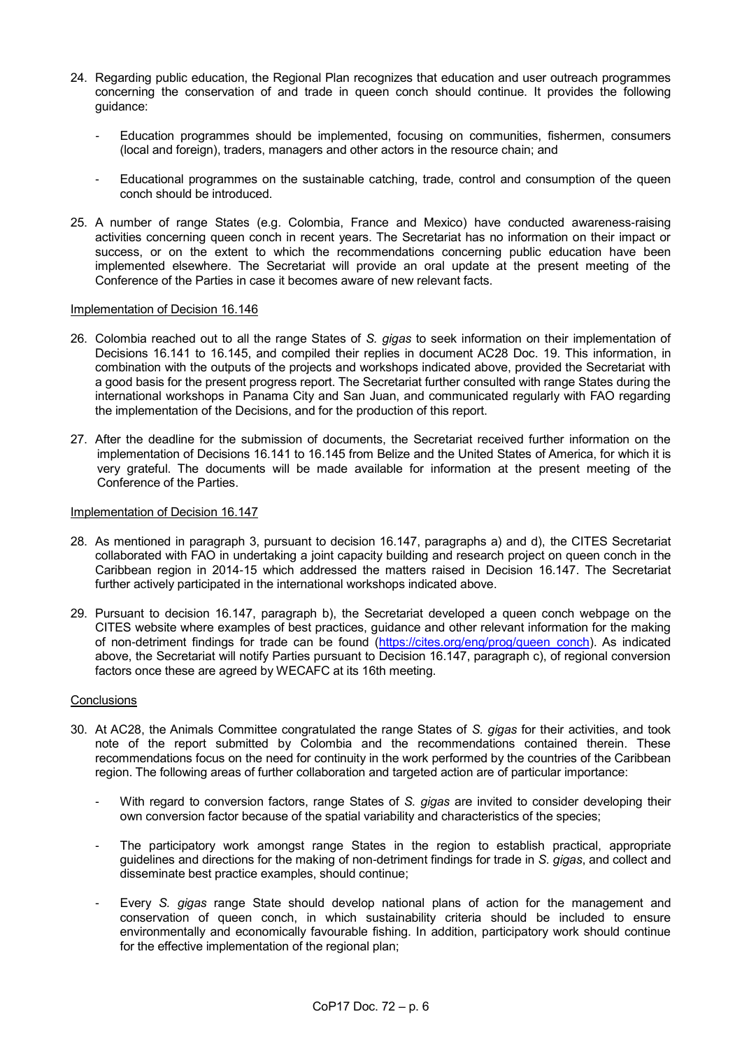24. Regarding public education, the Regional Plan recognizes that education and user outreach programmes concerning the conservation of and trade in queen conch should continue. It provides the following guidance:

    - Education programmes should be implemented, focusing on communities, fishermen, consumers (local and foreign), traders, managers and other actors in the resource chain; and

    - Educational programmes on the sustainable catching, trade, control and consumption of the queen conch should be introduced.

25. A number of range States (e.g. Colombia, France and Mexico) have conducted awareness-raising activities concerning queen conch in recent years. The Secretariat has no information on their impact or success, or on the extent to which the recommendations concerning public education have been implemented elsewhere. The Secretariat will provide an oral update at the present meeting of the Conference of the Parties in case it becomes aware of new relevant facts.

Implementation of Decision 16.146

26. Colombia reached out to all the range States of *S. gigas* to seek information on their implementation of Decisions 16.141 to 16.145, and compiled their replies in document AC28 Doc. 19. This information, in combination with the outputs of the projects and workshops indicated above, provided the Secretariat with a good basis for the present progress report. The Secretariat further consulted with range States during the international workshops in Panama City and San Juan, and communicated regularly with FAO regarding the implementation of the Decisions, and for the production of this report.

27. After the deadline for the submission of documents, the Secretariat received further information on the implementation of Decisions 16.141 to 16.145 from Belize and the United States of America, for which it is very grateful. The documents will be made available for information at the present meeting of the Conference of the Parties.

Implementation of Decision 16.147

28. As mentioned in paragraph 3, pursuant to decision 16.147, paragraphs a) and d), the CITES Secretariat collaborated with FAO in undertaking a joint capacity building and research project on queen conch in the Caribbean region in 2014-15 which addressed the matters raised in Decision 16.147. The Secretariat further actively participated in the international workshops indicated above.

29. Pursuant to decision 16.147, paragraph b), the Secretariat developed a queen conch webpage on the CITES website where examples of best practices, guidance and other relevant information for the making of non-detriment findings for trade can be found (https://cites.org/eng/prog/queen_conch). As indicated above, the Secretariat will notify Parties pursuant to Decision 16.147, paragraph c), of regional conversion factors once these are agreed by WECAFC at its 16th meeting.

Conclusions

30. At AC28, the Animals Committee congratulated the range States of *S. gigas* for their activities, and took note of the report submitted by Colombia and the recommendations contained therein. These recommendations focus on the need for continuity in the work performed by the countries of the Caribbean region. The following areas of further collaboration and targeted action are of particular importance:

    - With regard to conversion factors, range States of *S. gigas* are invited to consider developing their own conversion factor because of the spatial variability and characteristics of the species;

    - The participatory work amongst range States in the region to establish practical, appropriate guidelines and directions for the making of non-detriment findings for trade in *S. gigas*, and collect and disseminate best practice examples, should continue;

    - Every *S. gigas* range State should develop national plans of action for the management and conservation of queen conch, in which sustainability criteria should be included to ensure environmentally and economically favourable fishing. In addition, participatory work should continue for the effective implementation of the regional plan;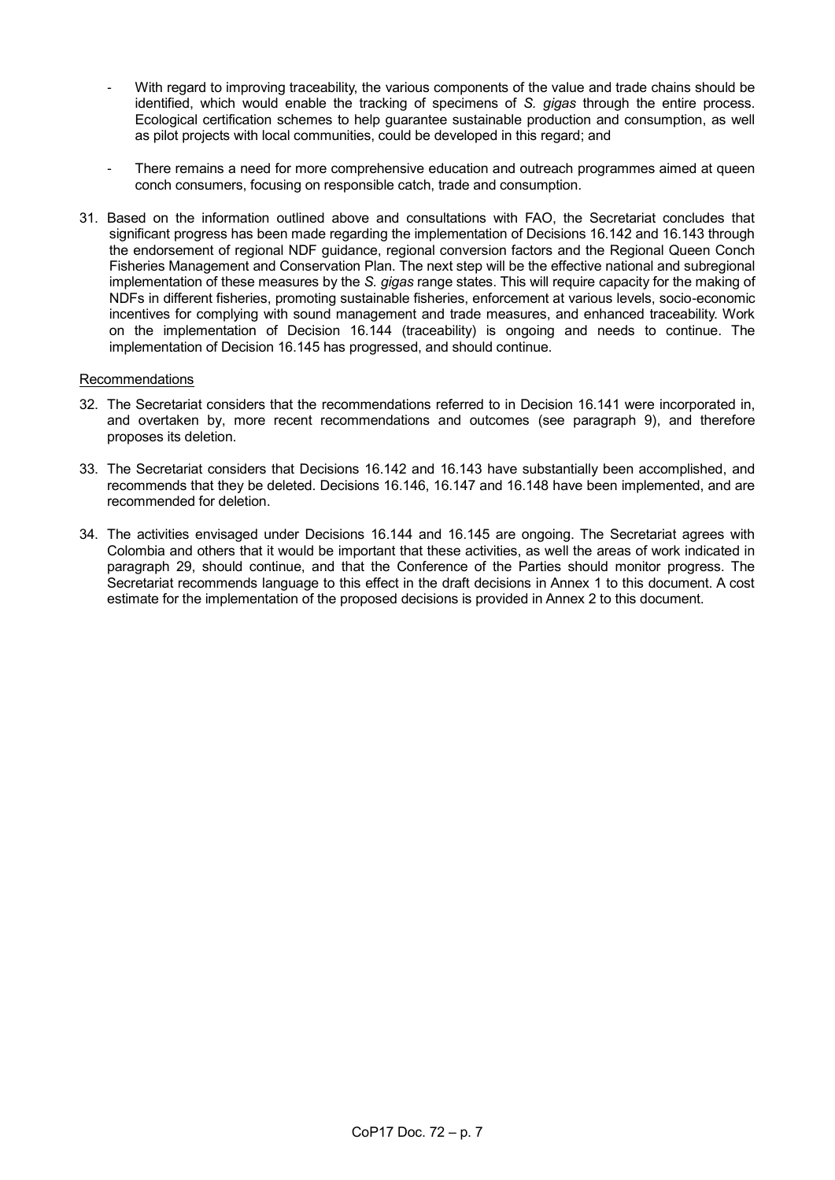- With regard to improving traceability, the various components of the value and trade chains should be identified, which would enable the tracking of specimens of *S. gigas* through the entire process. Ecological certification schemes to help guarantee sustainable production and consumption, as well as pilot projects with local communities, could be developed in this regard; and

- There remains a need for more comprehensive education and outreach programmes aimed at queen conch consumers, focusing on responsible catch, trade and consumption.

31. Based on the information outlined above and consultations with FAO, the Secretariat concludes that significant progress has been made regarding the implementation of Decisions 16.142 and 16.143 through the endorsement of regional NDF guidance, regional conversion factors and the Regional Queen Conch Fisheries Management and Conservation Plan. The next step will be the effective national and subregional implementation of these measures by the *S. gigas* range states. This will require capacity for the making of NDFs in different fisheries, promoting sustainable fisheries, enforcement at various levels, socio-economic incentives for complying with sound management and trade measures, and enhanced traceability. Work on the implementation of Decision 16.144 (traceability) is ongoing and needs to continue. The implementation of Decision 16.145 has progressed, and should continue.

Recommendations

32. The Secretariat considers that the recommendations referred to in Decision 16.141 were incorporated in, and overtaken by, more recent recommendations and outcomes (see paragraph 9), and therefore proposes its deletion.

33. The Secretariat considers that Decisions 16.142 and 16.143 have substantially been accomplished, and recommends that they be deleted. Decisions 16.146, 16.147 and 16.148 have been implemented, and are recommended for deletion.

34. The activities envisaged under Decisions 16.144 and 16.145 are ongoing. The Secretariat agrees with Colombia and others that it would be important that these activities, as well the areas of work indicated in paragraph 29, should continue, and that the Conference of the Parties should monitor progress. The Secretariat recommends language to this effect in the draft decisions in Annex 1 to this document. A cost estimate for the implementation of the proposed decisions is provided in Annex 2 to this document.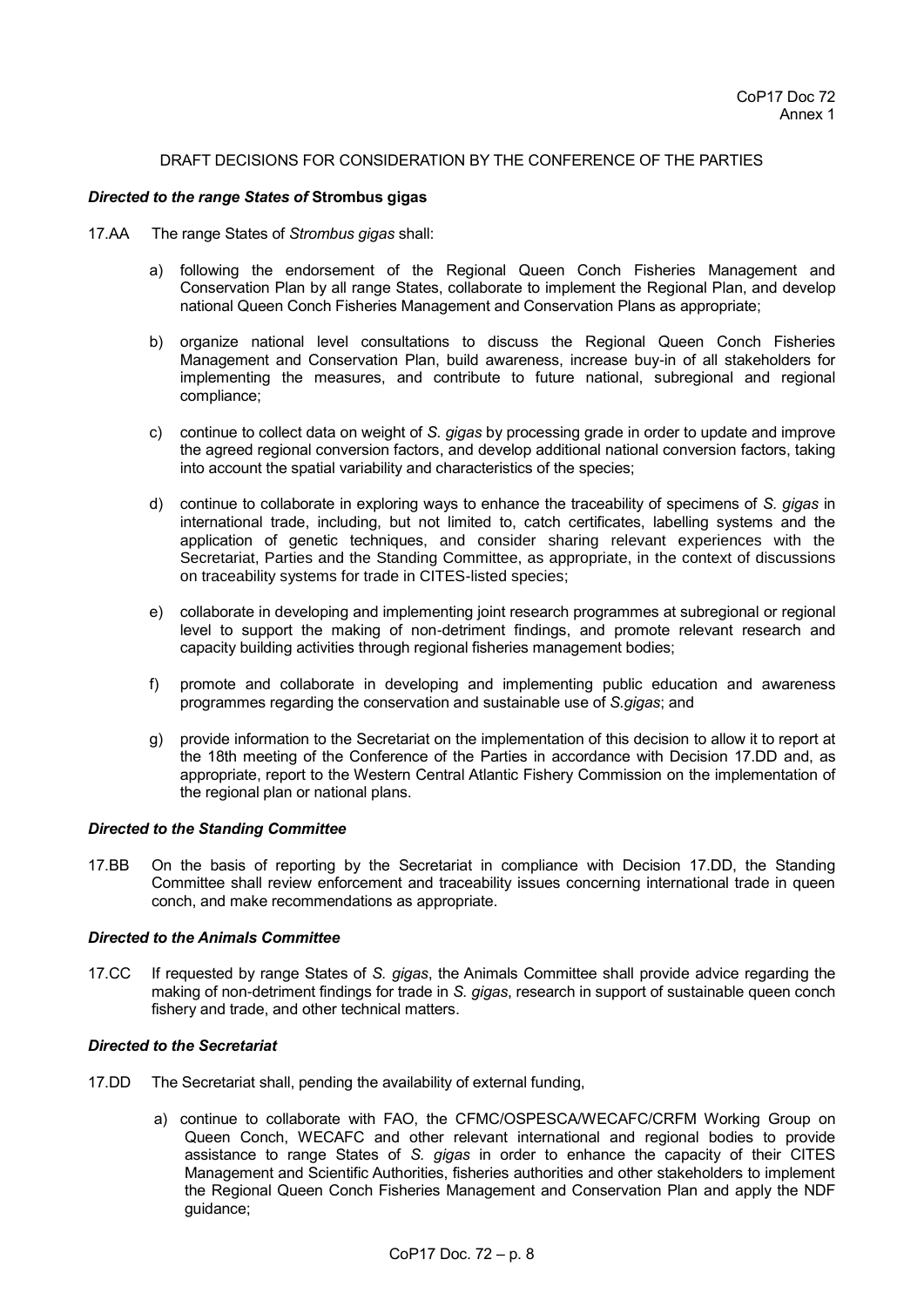CoP17 Doc 72
Annex 1

DRAFT DECISIONS FOR CONSIDERATION BY THE CONFERENCE OF THE PARTIES

***Directed to the range States of* Strombus gigas**

17.AA The range States of *Strombus gigas* shall:

a) following the endorsement of the Regional Queen Conch Fisheries Management and Conservation Plan by all range States, collaborate to implement the Regional Plan, and develop national Queen Conch Fisheries Management and Conservation Plans as appropriate;

b) organize national level consultations to discuss the Regional Queen Conch Fisheries Management and Conservation Plan, build awareness, increase buy-in of all stakeholders for implementing the measures, and contribute to future national, subregional and regional compliance;

c) continue to collect data on weight of *S. gigas* by processing grade in order to update and improve the agreed regional conversion factors, and develop additional national conversion factors, taking into account the spatial variability and characteristics of the species;

d) continue to collaborate in exploring ways to enhance the traceability of specimens of *S. gigas* in international trade, including, but not limited to, catch certificates, labelling systems and the application of genetic techniques, and consider sharing relevant experiences with the Secretariat, Parties and the Standing Committee, as appropriate, in the context of discussions on traceability systems for trade in CITES-listed species;

e) collaborate in developing and implementing joint research programmes at subregional or regional level to support the making of non-detriment findings, and promote relevant research and capacity building activities through regional fisheries management bodies;

f) promote and collaborate in developing and implementing public education and awareness programmes regarding the conservation and sustainable use of *S.gigas*; and

g) provide information to the Secretariat on the implementation of this decision to allow it to report at the 18th meeting of the Conference of the Parties in accordance with Decision 17.DD and, as appropriate, report to the Western Central Atlantic Fishery Commission on the implementation of the regional plan or national plans.

***Directed to the Standing Committee***

17.BB On the basis of reporting by the Secretariat in compliance with Decision 17.DD, the Standing Committee shall review enforcement and traceability issues concerning international trade in queen conch, and make recommendations as appropriate.

***Directed to the Animals Committee***

17.CC If requested by range States of *S. gigas*, the Animals Committee shall provide advice regarding the making of non-detriment findings for trade in *S. gigas*, research in support of sustainable queen conch fishery and trade, and other technical matters.

***Directed to the Secretariat***

17.DD The Secretariat shall, pending the availability of external funding,

a) continue to collaborate with FAO, the CFMC/OSPESCA/WECAFC/CRFM Working Group on Queen Conch, WECAFC and other relevant international and regional bodies to provide assistance to range States of *S. gigas* in order to enhance the capacity of their CITES Management and Scientific Authorities, fisheries authorities and other stakeholders to implement the Regional Queen Conch Fisheries Management and Conservation Plan and apply the NDF guidance;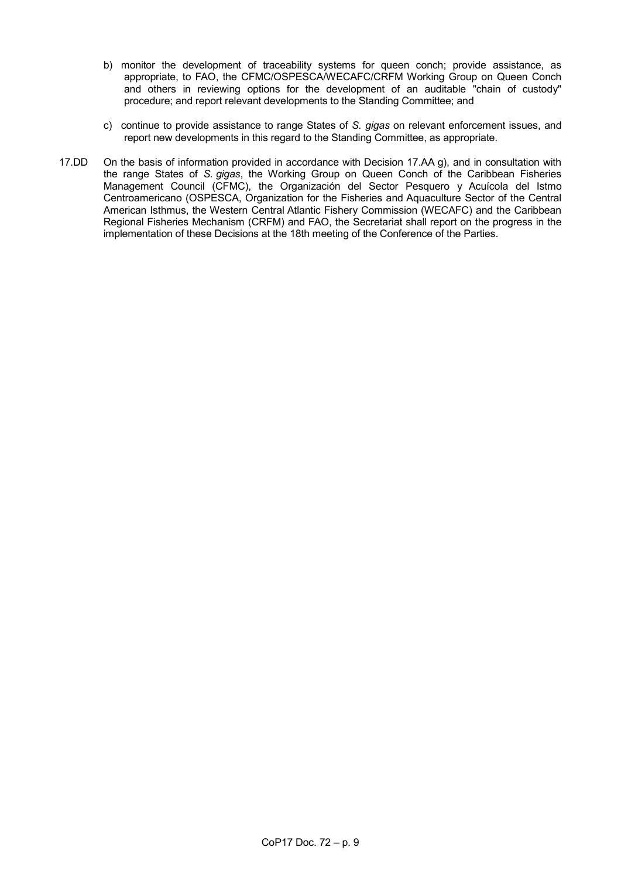b) monitor the development of traceability systems for queen conch; provide assistance, as appropriate, to FAO, the CFMC/OSPESCA/WECAFC/CRFM Working Group on Queen Conch and others in reviewing options for the development of an auditable "chain of custody" procedure; and report relevant developments to the Standing Committee; and

c) continue to provide assistance to range States of *S. gigas* on relevant enforcement issues, and report new developments in this regard to the Standing Committee, as appropriate.

17.DD On the basis of information provided in accordance with Decision 17.AA g), and in consultation with the range States of *S. gigas*, the Working Group on Queen Conch of the Caribbean Fisheries Management Council (CFMC), the Organización del Sector Pesquero y Acuícola del Istmo Centroamericano (OSPESCA, Organization for the Fisheries and Aquaculture Sector of the Central American Isthmus, the Western Central Atlantic Fishery Commission (WECAFC) and the Caribbean Regional Fisheries Mechanism (CRFM) and FAO, the Secretariat shall report on the progress in the implementation of these Decisions at the 18th meeting of the Conference of the Parties.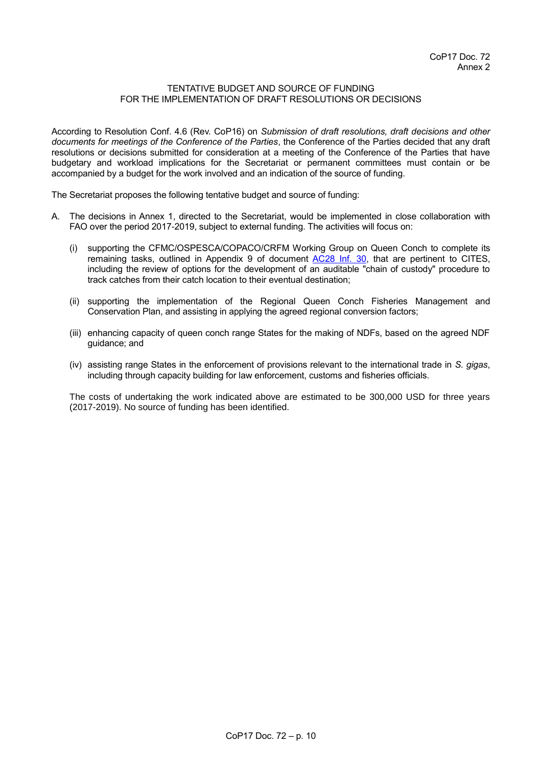CoP17 Doc. 72
Annex 2

# TENTATIVE BUDGET AND SOURCE OF FUNDING FOR THE IMPLEMENTATION OF DRAFT RESOLUTIONS OR DECISIONS

According to Resolution Conf. 4.6 (Rev. CoP16) on *Submission of draft resolutions, draft decisions and other documents for meetings of the Conference of the Parties*, the Conference of the Parties decided that any draft resolutions or decisions submitted for consideration at a meeting of the Conference of the Parties that have budgetary and workload implications for the Secretariat or permanent committees must contain or be accompanied by a budget for the work involved and an indication of the source of funding.

The Secretariat proposes the following tentative budget and source of funding:

A. The decisions in Annex 1, directed to the Secretariat, would be implemented in close collaboration with FAO over the period 2017-2019, subject to external funding. The activities will focus on:

   (i) supporting the CFMC/OSPESCA/COPACO/CRFM Working Group on Queen Conch to complete its remaining tasks, outlined in Appendix 9 of document AC28 Inf. 30, that are pertinent to CITES, including the review of options for the development of an auditable "chain of custody" procedure to track catches from their catch location to their eventual destination;

   (ii) supporting the implementation of the Regional Queen Conch Fisheries Management and Conservation Plan, and assisting in applying the agreed regional conversion factors;

   (iii) enhancing capacity of queen conch range States for the making of NDFs, based on the agreed NDF guidance; and

   (iv) assisting range States in the enforcement of provisions relevant to the international trade in *S. gigas*, including through capacity building for law enforcement, customs and fisheries officials.

   The costs of undertaking the work indicated above are estimated to be 300,000 USD for three years (2017-2019). No source of funding has been identified.